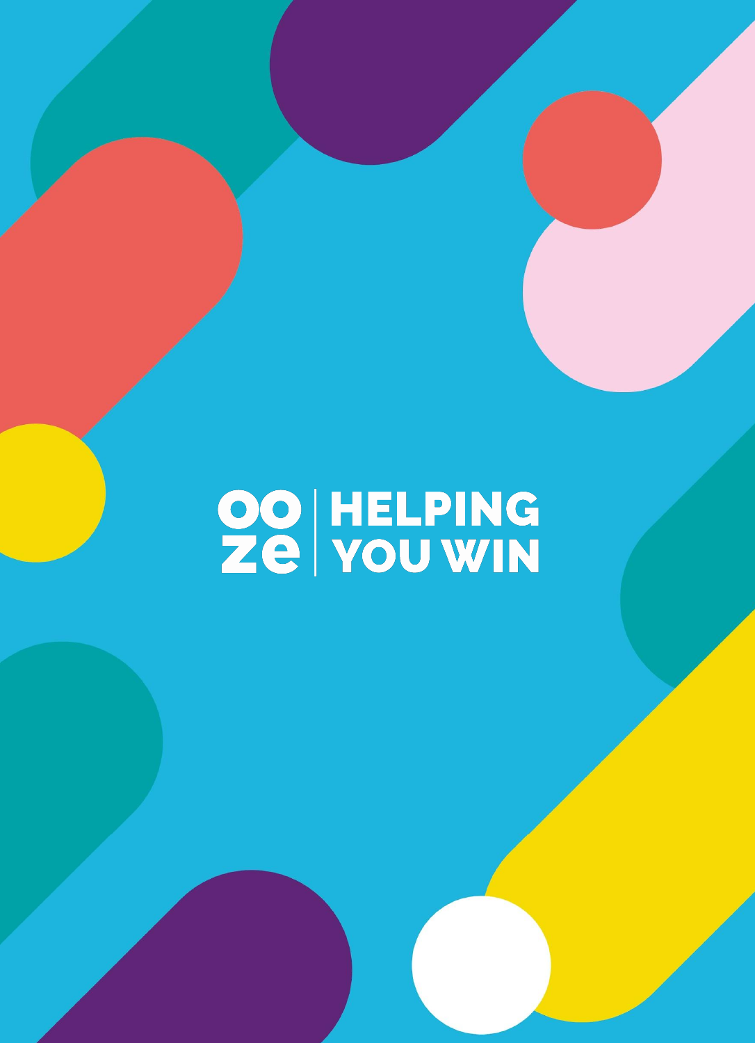# ooze | HELPING YOU WIN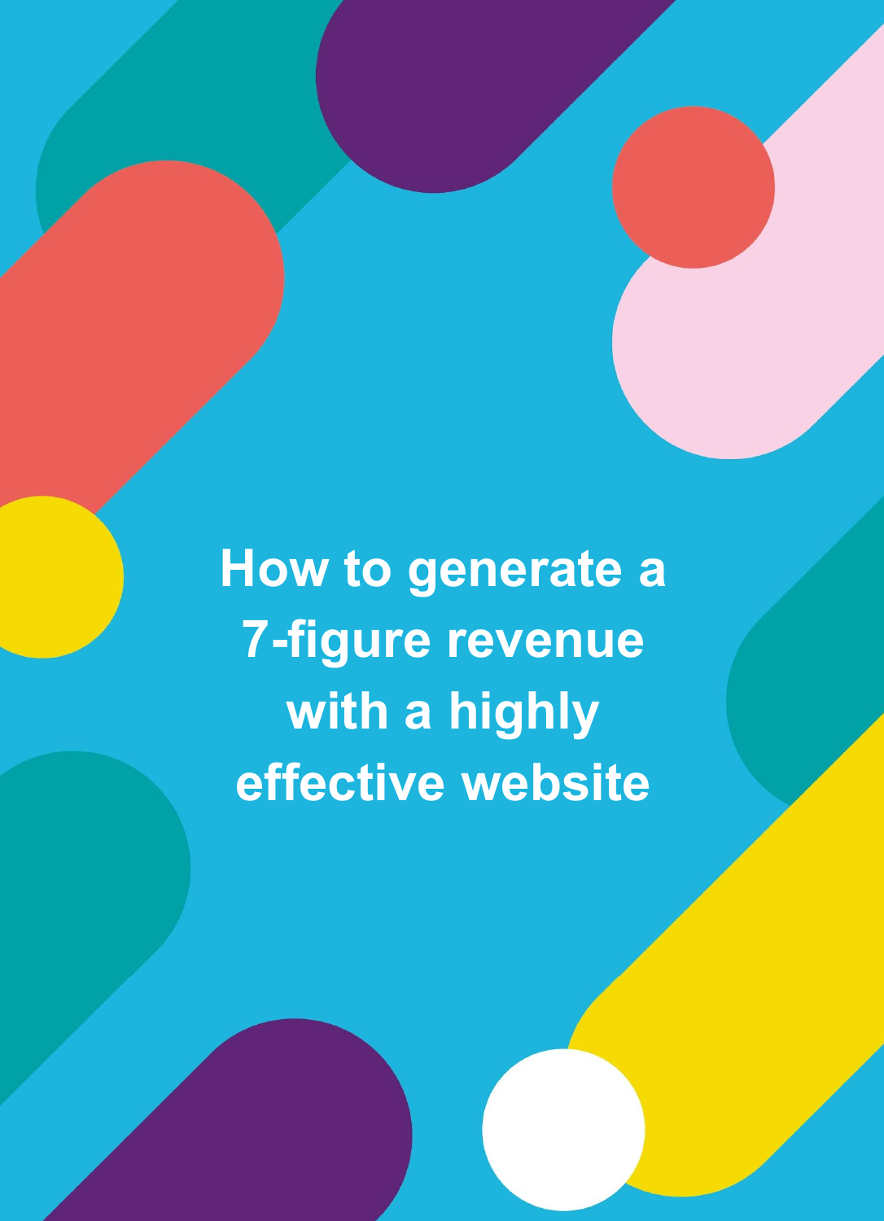# How to generate a 7-figure revenue with a highly effective website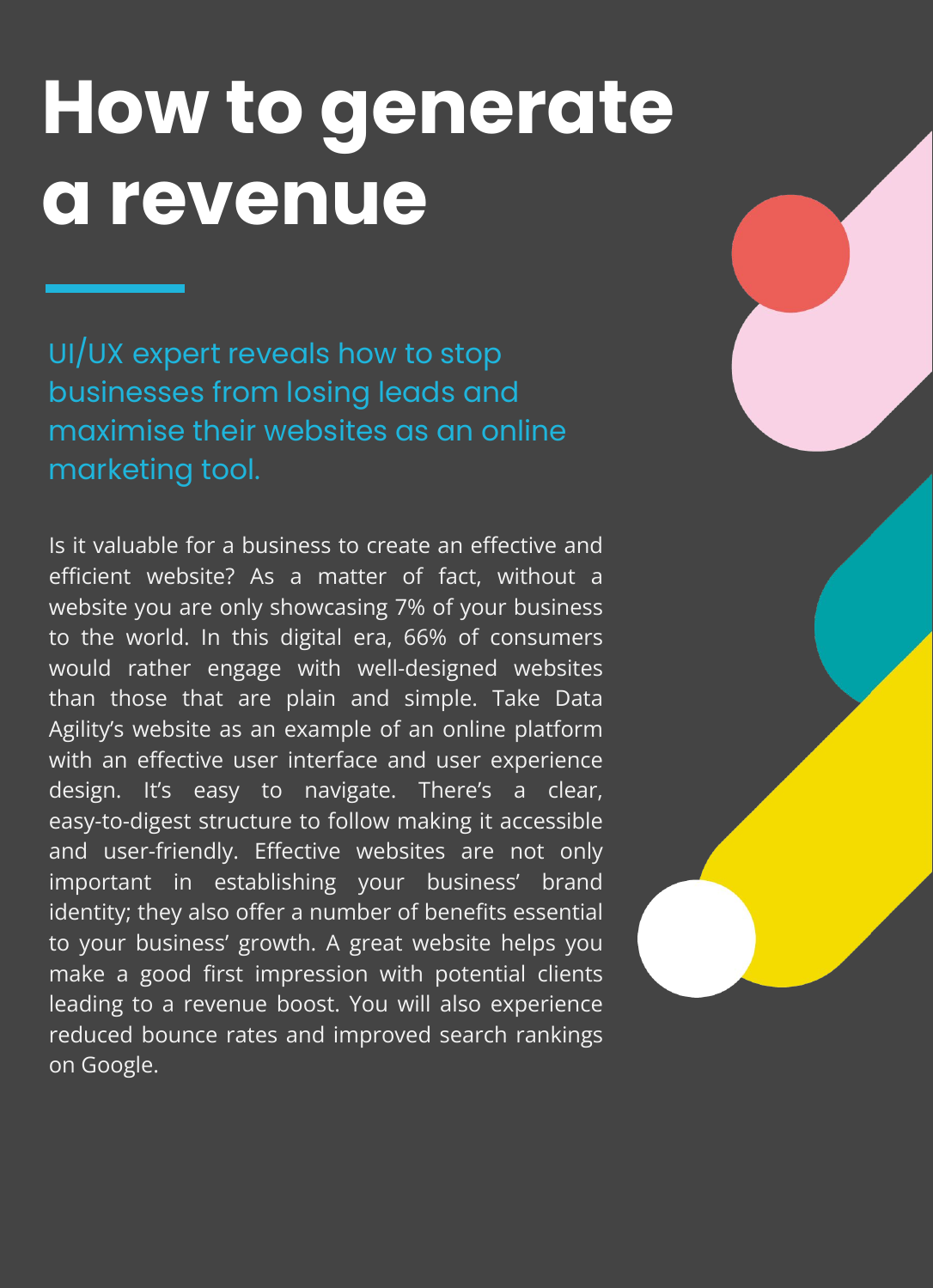# How to generate a revenue

UI/UX expert reveals how to stop businesses from losing leads and maximise their websites as an online marketing tool.

Is it valuable for a business to create an effective and efficient website? As a matter of fact, without a website you are only showcasing 7% of your business to the world. In this digital era, 66% of consumers would rather engage with well-designed websites than those that are plain and simple. Take Data Agility's website as an example of an online platform with an effective user interface and user experience design. It's easy to navigate. There's a clear, easy-to-digest structure to follow making it accessible and user-friendly. Effective websites are not only important in establishing your business' brand identity; they also offer a number of benefits essential to your business' growth. A great website helps you make a good first impression with potential clients leading to a revenue boost. You will also experience reduced bounce rates and improved search rankings on Google.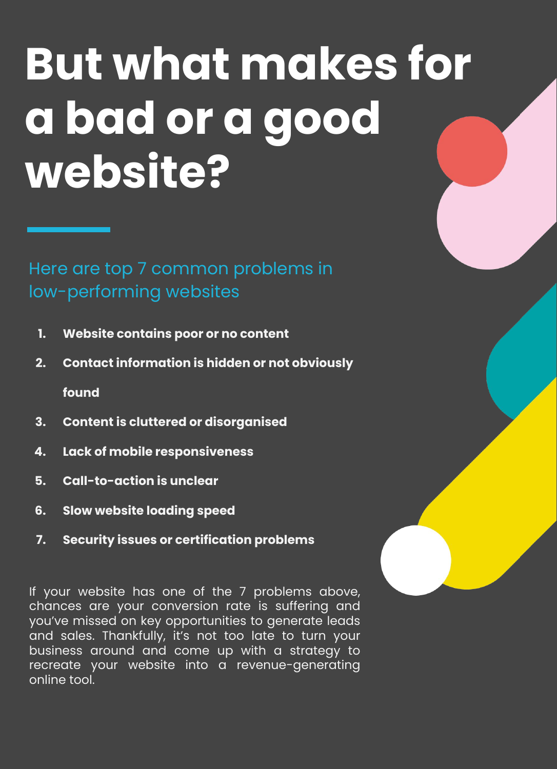# But what makes for a bad or a good website?

## Here are top 7 common problems in low-performing websites

1. **Website contains poor or no content**
2. **Contact information is hidden or not obviously found**
3. **Content is cluttered or disorganised**
4. **Lack of mobile responsiveness**
5. **Call-to-action is unclear**
6. **Slow website loading speed**
7. **Security issues or certification problems**

If your website has one of the 7 problems above, chances are your conversion rate is suffering and you've missed on key opportunities to generate leads and sales. Thankfully, it's not too late to turn your business around and come up with a strategy to recreate your website into a revenue-generating online tool.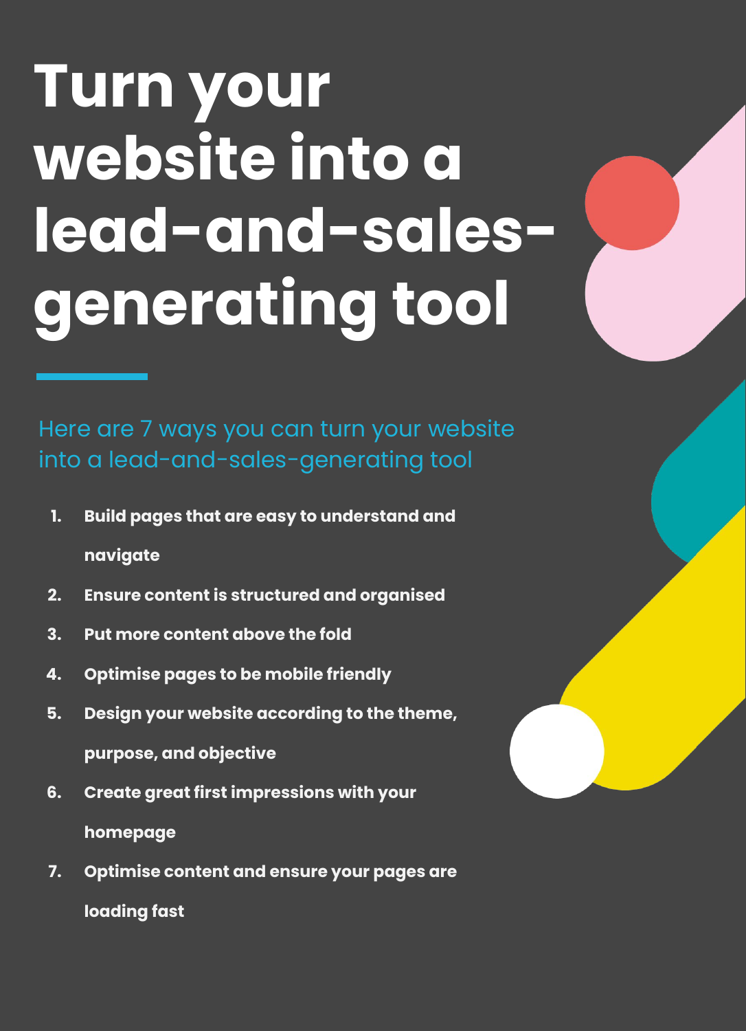# Turn your website into a lead-and-sales-generating tool

Here are 7 ways you can turn your website into a lead-and-sales-generating tool

1. **Build pages that are easy to understand and navigate**
2. **Ensure content is structured and organised**
3. **Put more content above the fold**
4. **Optimise pages to be mobile friendly**
5. **Design your website according to the theme, purpose, and objective**
6. **Create great first impressions with your homepage**
7. **Optimise content and ensure your pages are loading fast**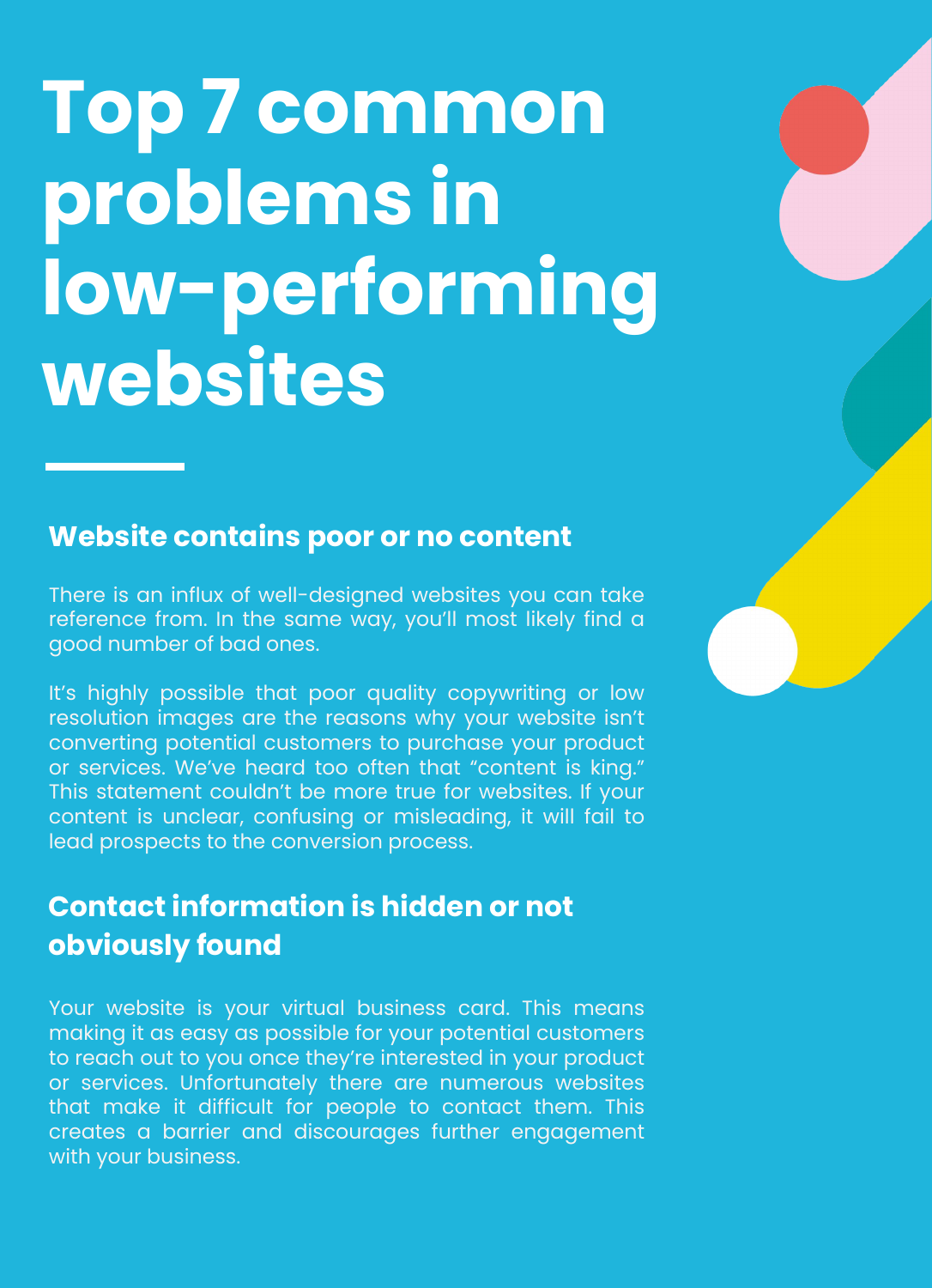# Top 7 common problems in low-performing websites

## Website contains poor or no content

There is an influx of well-designed websites you can take reference from. In the same way, you'll most likely find a good number of bad ones.

It's highly possible that poor quality copywriting or low resolution images are the reasons why your website isn't converting potential customers to purchase your product or services. We've heard too often that "content is king." This statement couldn't be more true for websites. If your content is unclear, confusing or misleading, it will fail to lead prospects to the conversion process.

## Contact information is hidden or not obviously found

Your website is your virtual business card. This means making it as easy as possible for your potential customers to reach out to you once they're interested in your product or services. Unfortunately there are numerous websites that make it difficult for people to contact them. This creates a barrier and discourages further engagement with your business.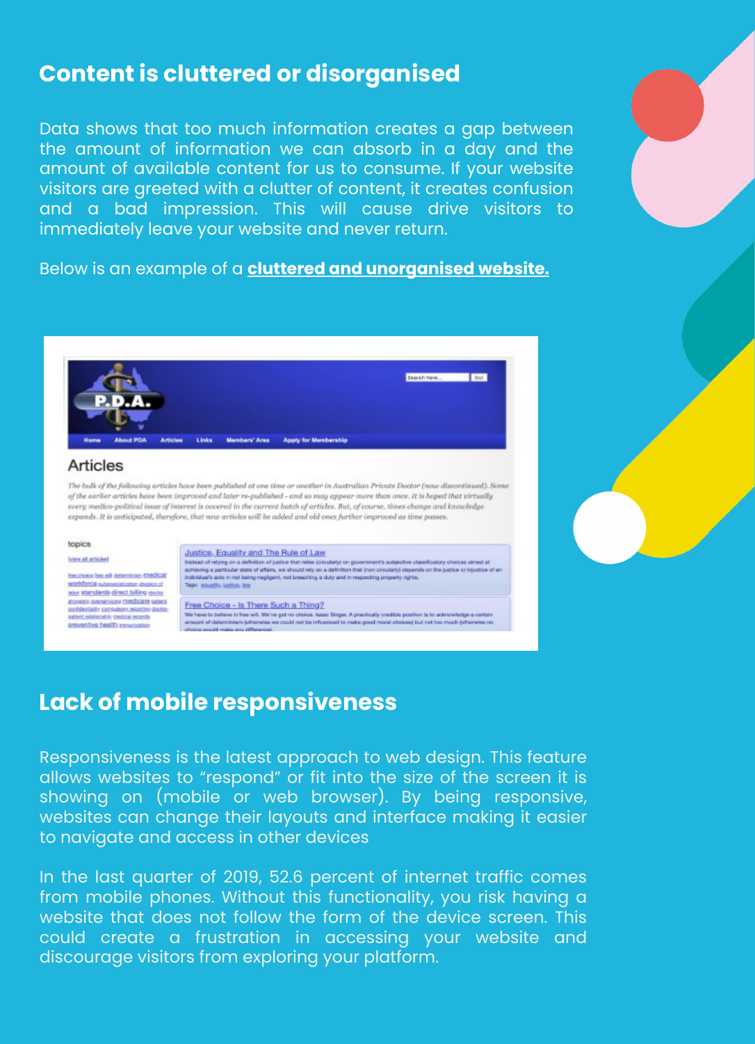## Content is cluttered or disorganised

Data shows that too much information creates a gap between the amount of information we can absorb in a day and the amount of available content for us to consume. If your website visitors are greeted with a clutter of content, it creates confusion and a bad impression. This will cause drive visitors to immediately leave your website and never return.

Below is an example of a **cluttered and unorganised website.**

## Lack of mobile responsiveness

Responsiveness is the latest approach to web design. This feature allows websites to "respond" or fit into the size of the screen it is showing on (mobile or web browser). By being responsive, websites can change their layouts and interface making it easier to navigate and access in other devices

In the last quarter of 2019, 52.6 percent of internet traffic comes from mobile phones. Without this functionality, you risk having a website that does not follow the form of the device screen. This could create a frustration in accessing your website and discourage visitors from exploring your platform.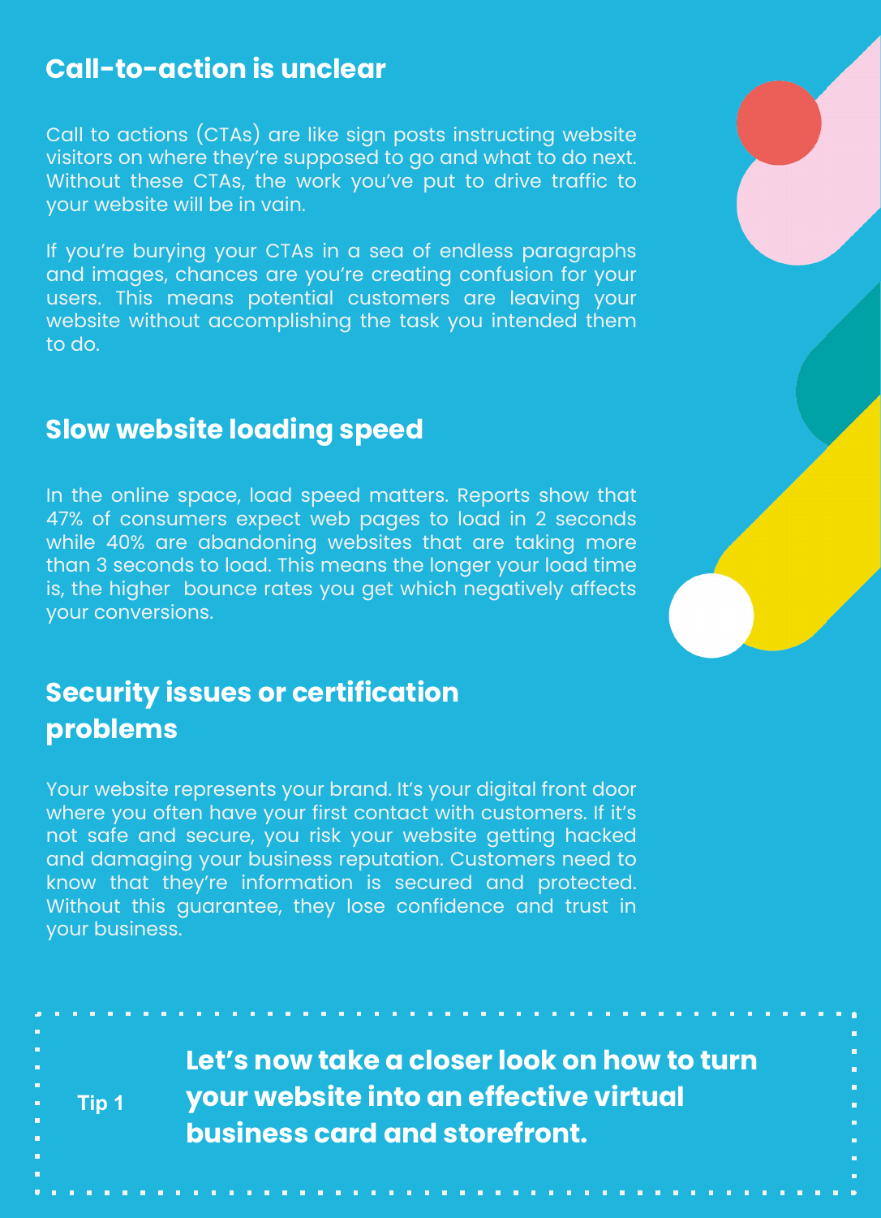## Call-to-action is unclear

Call to actions (CTAs) are like sign posts instructing website visitors on where they're supposed to go and what to do next. Without these CTAs, the work you've put to drive traffic to your website will be in vain.

If you're burying your CTAs in a sea of endless paragraphs and images, chances are you're creating confusion for your users. This means potential customers are leaving your website without accomplishing the task you intended them to do.

## Slow website loading speed

In the online space, load speed matters. Reports show that 47% of consumers expect web pages to load in 2 seconds while 40% are abandoning websites that are taking more than 3 seconds to load. This means the longer your load time is, the higher bounce rates you get which negatively affects your conversions.

## Security issues or certification problems

Your website represents your brand. It's your digital front door where you often have your first contact with customers. If it's not safe and secure, you risk your website getting hacked and damaging your business reputation. Customers need to know that they're information is secured and protected. Without this guarantee, they lose confidence and trust in your business.

**Tip 1**

**Let's now take a closer look on how to turn your website into an effective virtual business card and storefront.**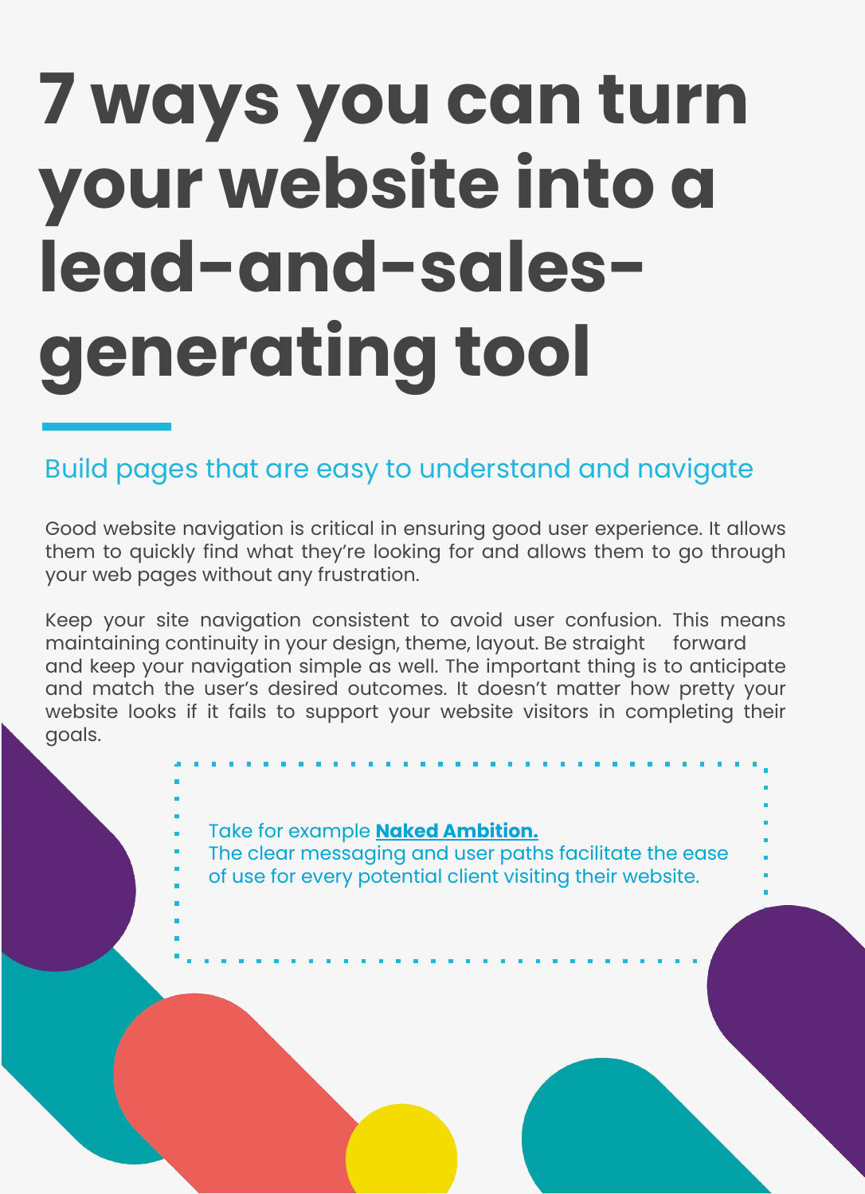# 7 ways you can turn your website into a lead-and-sales-generating tool

## Build pages that are easy to understand and navigate

Good website navigation is critical in ensuring good user experience. It allows them to quickly find what they're looking for and allows them to go through your web pages without any frustration.

Keep your site navigation consistent to avoid user confusion. This means maintaining continuity in your design, theme, layout. Be straight forward and keep your navigation simple as well. The important thing is to anticipate and match the user's desired outcomes. It doesn't matter how pretty your website looks if it fails to support your website visitors in completing their goals.

> Take for example **Naked Ambition.**
> The clear messaging and user paths facilitate the ease of use for every potential client visiting their website.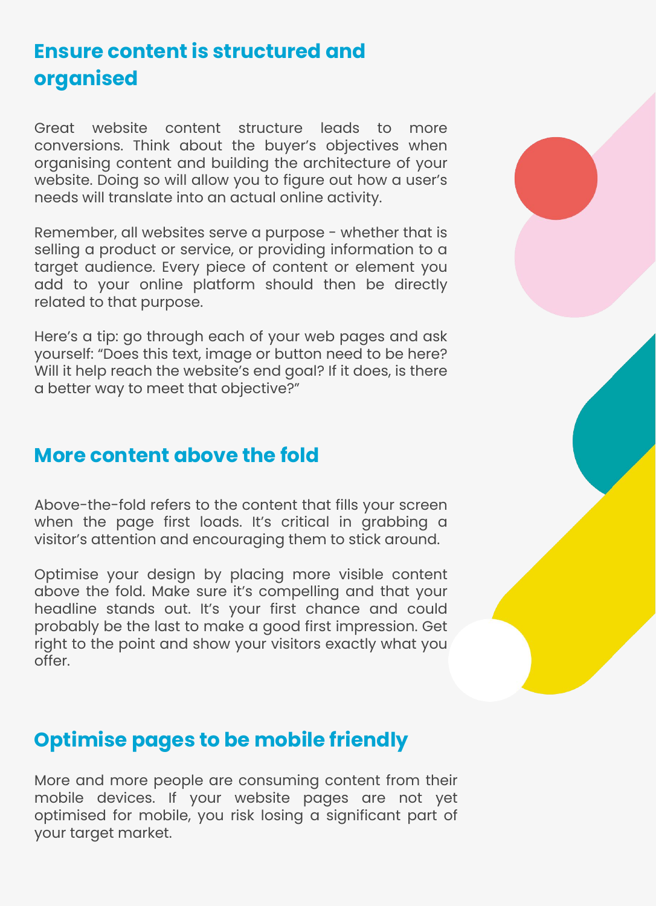## Ensure content is structured and organised

Great website content structure leads to more conversions. Think about the buyer's objectives when organising content and building the architecture of your website. Doing so will allow you to figure out how a user's needs will translate into an actual online activity.

Remember, all websites serve a purpose - whether that is selling a product or service, or providing information to a target audience. Every piece of content or element you add to your online platform should then be directly related to that purpose.

Here's a tip: go through each of your web pages and ask yourself: "Does this text, image or button need to be here? Will it help reach the website's end goal? If it does, is there a better way to meet that objective?"

## More content above the fold

Above-the-fold refers to the content that fills your screen when the page first loads. It's critical in grabbing a visitor's attention and encouraging them to stick around.

Optimise your design by placing more visible content above the fold. Make sure it's compelling and that your headline stands out. It's your first chance and could probably be the last to make a good first impression. Get right to the point and show your visitors exactly what you offer.

## Optimise pages to be mobile friendly

More and more people are consuming content from their mobile devices. If your website pages are not yet optimised for mobile, you risk losing a significant part of your target market.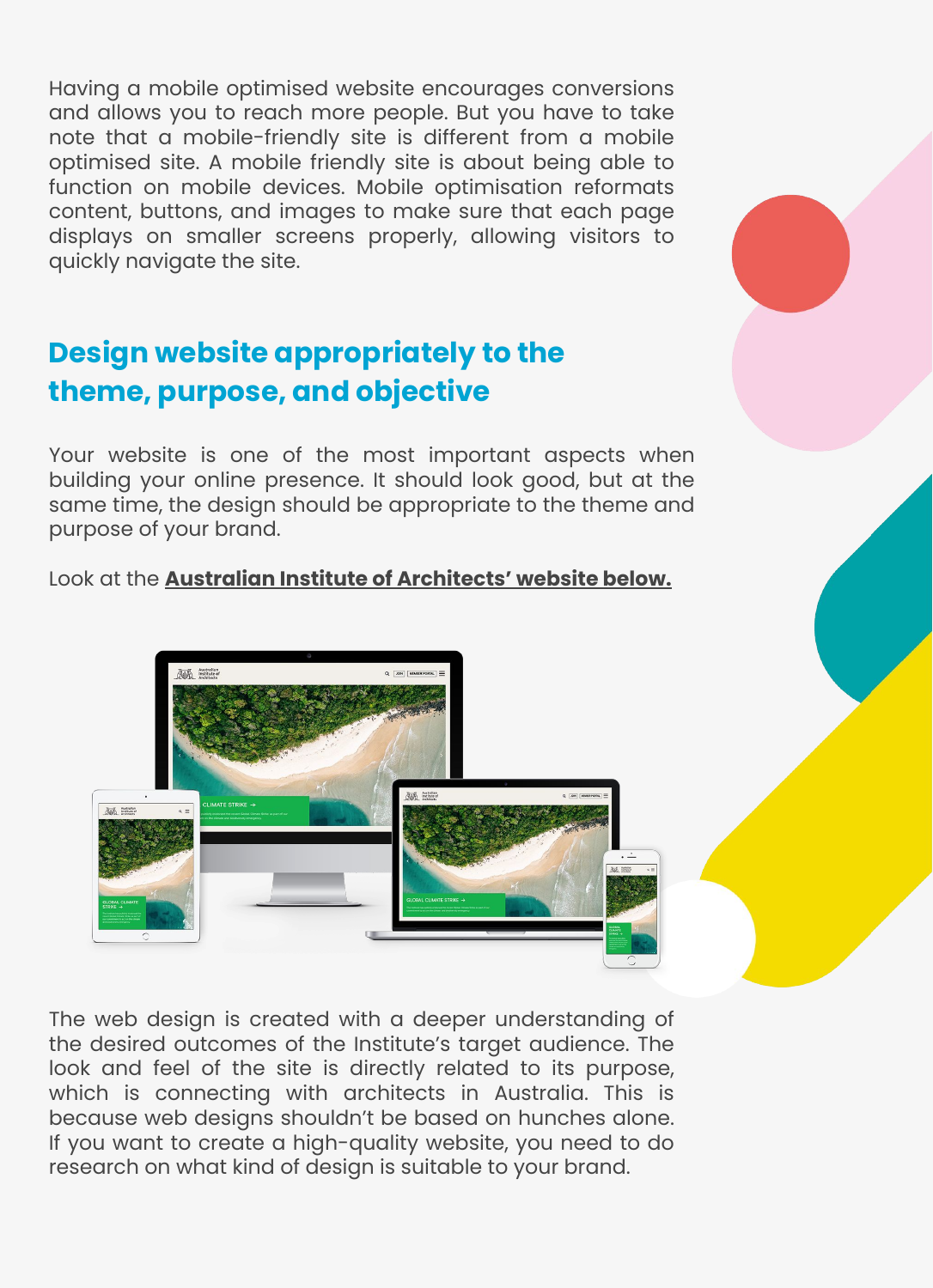Having a mobile optimised website encourages conversions and allows you to reach more people. But you have to take note that a mobile-friendly site is different from a mobile optimised site. A mobile friendly site is about being able to function on mobile devices. Mobile optimisation reformats content, buttons, and images to make sure that each page displays on smaller screens properly, allowing visitors to quickly navigate the site.

## Design website appropriately to the theme, purpose, and objective

Your website is one of the most important aspects when building your online presence. It should look good, but at the same time, the design should be appropriate to the theme and purpose of your brand.

Look at the **Australian Institute of Architects' website below.**

The web design is created with a deeper understanding of the desired outcomes of the Institute's target audience. The look and feel of the site is directly related to its purpose, which is connecting with architects in Australia. This is because web designs shouldn't be based on hunches alone. If you want to create a high-quality website, you need to do research on what kind of design is suitable to your brand.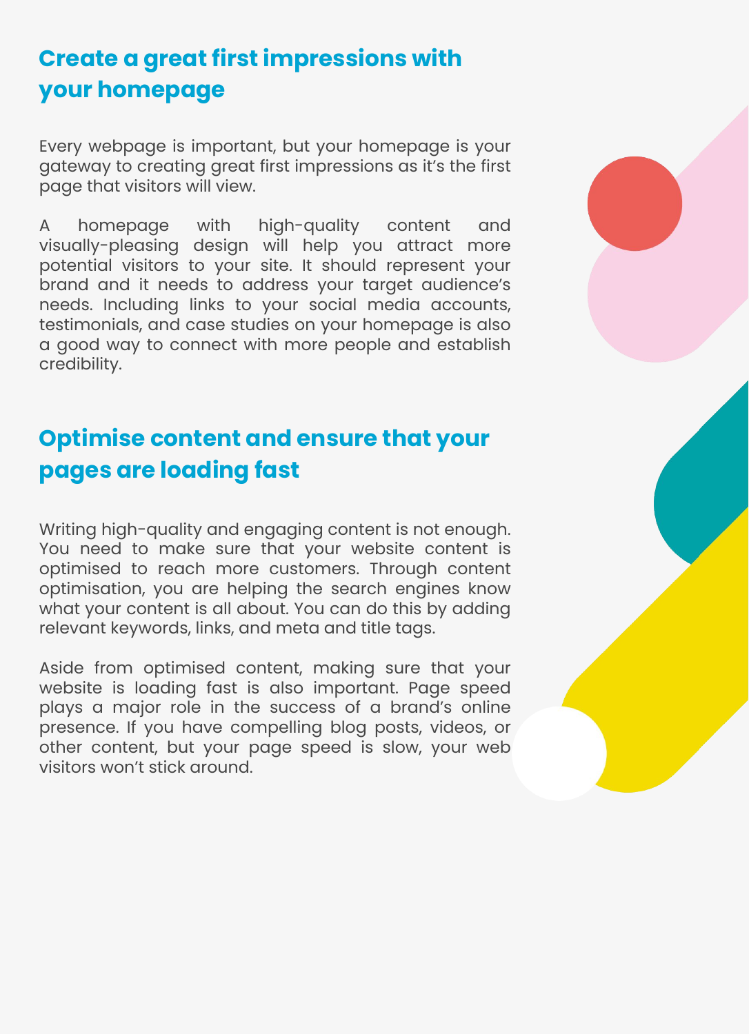## Create a great first impressions with your homepage

Every webpage is important, but your homepage is your gateway to creating great first impressions as it's the first page that visitors will view.

A homepage with high-quality content and visually-pleasing design will help you attract more potential visitors to your site. It should represent your brand and it needs to address your target audience's needs. Including links to your social media accounts, testimonials, and case studies on your homepage is also a good way to connect with more people and establish credibility.

## Optimise content and ensure that your pages are loading fast

Writing high-quality and engaging content is not enough. You need to make sure that your website content is optimised to reach more customers. Through content optimisation, you are helping the search engines know what your content is all about. You can do this by adding relevant keywords, links, and meta and title tags.

Aside from optimised content, making sure that your website is loading fast is also important. Page speed plays a major role in the success of a brand's online presence. If you have compelling blog posts, videos, or other content, but your page speed is slow, your web visitors won't stick around.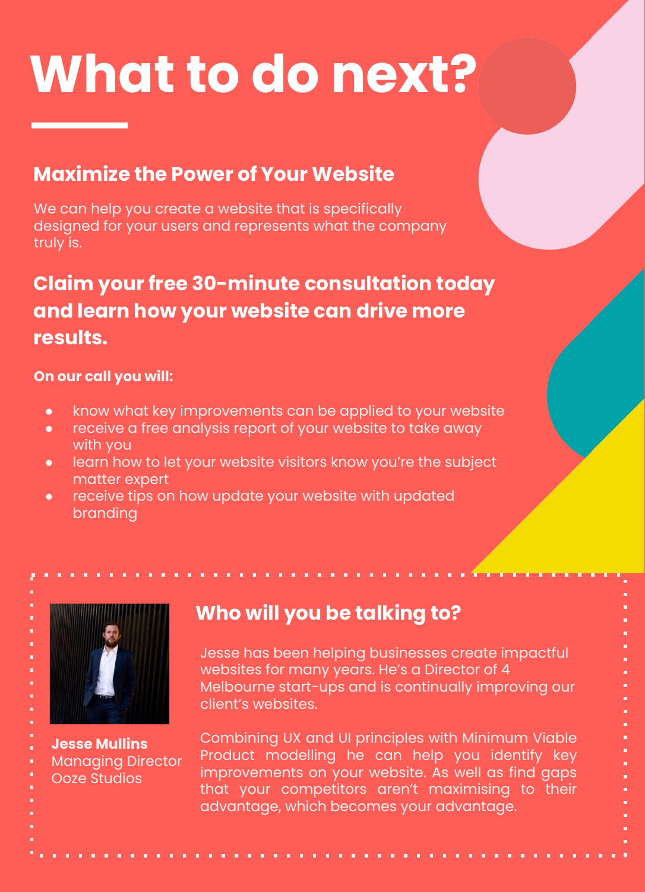# What to do next?

## Maximize the Power of Your Website

We can help you create a website that is specifically designed for your users and represents what the company truly is.

## Claim your free 30-minute consultation today and learn how your website can drive more results.

**On our call you will:**

- know what key improvements can be applied to your website
- receive a free analysis report of your website to take away with you
- learn how to let your website visitors know you're the subject matter expert
- receive tips on how update your website with updated branding

**Jesse Mullins**
Managing Director
Ooze Studios

## Who will you be talking to?

Jesse has been helping businesses create impactful websites for many years. He's a Director of 4 Melbourne start-ups and is continually improving our client's websites.

Combining UX and UI principles with Minimum Viable Product modelling he can help you identify key improvements on your website. As well as find gaps that your competitors aren't maximising to their advantage, which becomes your advantage.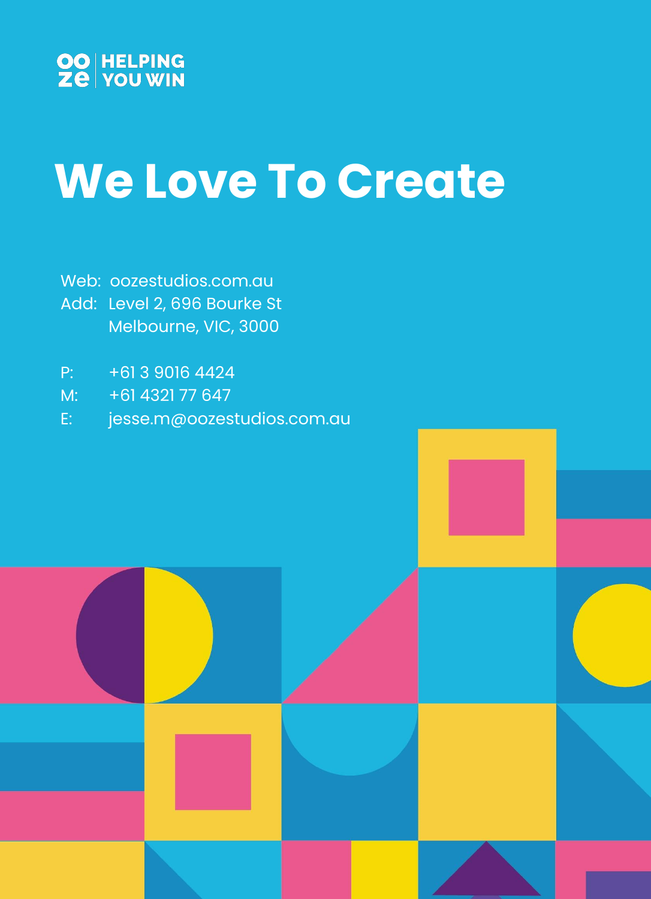OO
ze

HELPING
YOU WIN

# We Love To Create

Web: oozestudios.com.au
Add: Level 2, 696 Bourke St
Melbourne, VIC, 3000

P: +61 3 9016 4424
M: +61 4321 77 647
E: jesse.m@oozestudios.com.au